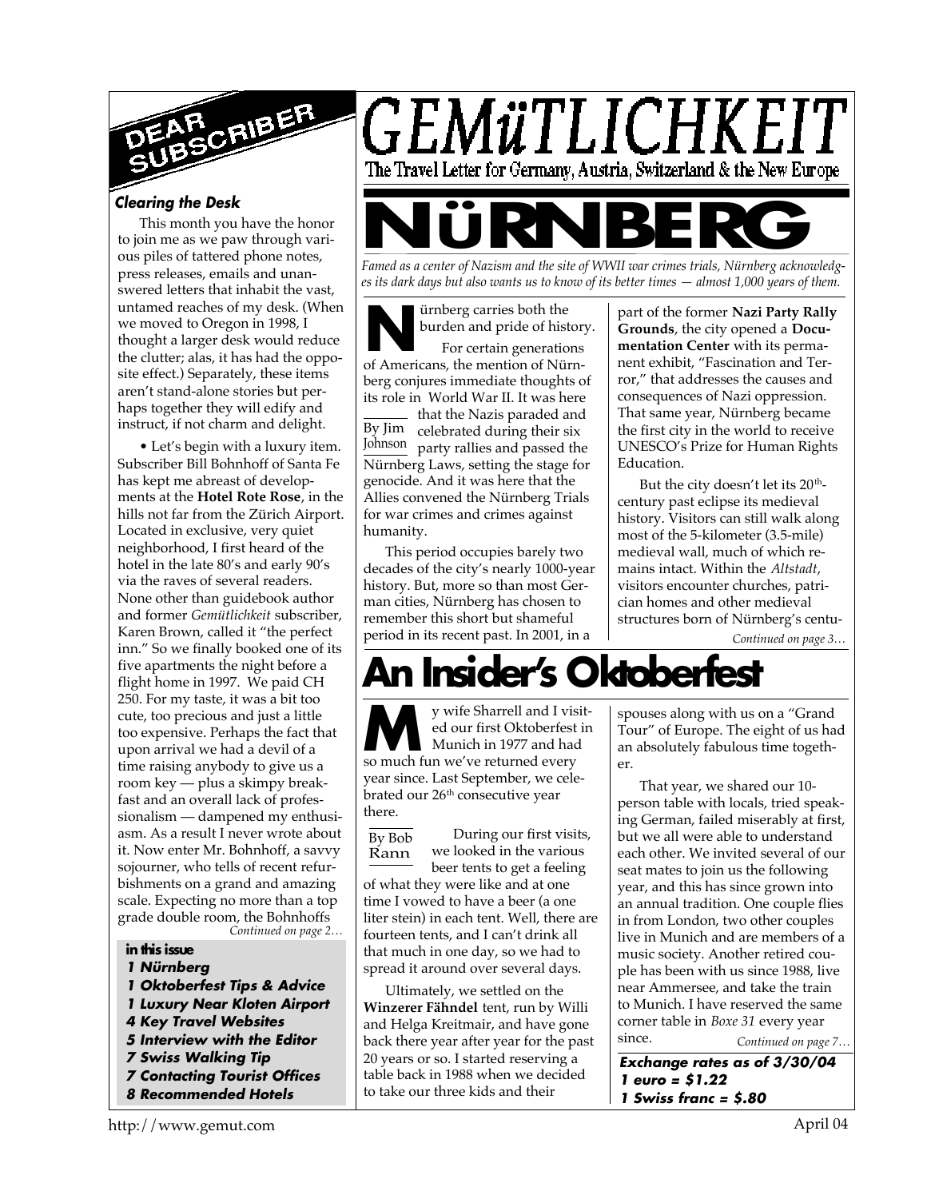# GEMüTLICHKEIT

The Travel Letter for Germany, Austria, Switzerland & the New Europe

## DEAR SUBSCRIBER

### *Clearing the Desk*

This month you have the honor to join me as we paw through various piles of tattered phone notes, press releases, emails and unanswered letters that inhabit the vast, untamed reaches of my desk. (When we moved to Oregon in 1998, I thought a larger desk would reduce the clutter; alas, it has had the opposite effect.) Separately, these items aren't stand-alone stories but perhaps together they will edify and instruct, if not charm and delight.

• Let's begin with a luxury item. Subscriber Bill Bohnhoff of Santa Fe has kept me abreast of developments at the **Hotel Rote Rose**, in the hills not far from the Zürich Airport. Located in exclusive, very quiet neighborhood, I first heard of the hotel in the late 80's and early 90's via the raves of several readers. None other than guidebook author and former *Gemütlichkeit* subscriber, Karen Brown, called it "the perfect inn." So we finally booked one of its five apartments the night before a flight home in 1997. We paid CH 250. For my taste, it was a bit too cute, too precious and just a little too expensive. Perhaps the fact that upon arrival we had a devil of a time raising anybody to give us a room key — plus a skimpy breakfast and an overall lack of professionalism — dampened my enthusiasm. As a result I never wrote about it. Now enter Mr. Bohnhoff, a savvy sojourner, who tells of recent refurbishments on a grand and amazing scale. Expecting no more than a top grade double room, the Bohnhoffs

*Continued on page 2…*

**in this issue**

- **1 Nürnberg**
- **1 Oktoberfest Tips & Advice**
- **1 Luxury Near Kloten Airport**
- **4 Key Travel Websites**
- **5 Interview with the Editor**
- **7 Swiss Walking Tip**
- **7 Contacting Tourist Offices**
- **8 Recommended Hotels**

# NüRNBERG

*Famed as a center of Nazism and the site of WWII war crimes trials, Nürnberg acknowledges its dark days but also wants us to know of its better times — almost 1,000 years of them.*

By Jim Johnson

Nürnberg carries both the burden and pride of history. For certain generations of Americans, the mention of Nürnberg conjures immediate thoughts of its role in World War II. It was here that the Nazis paraded and celebrated during their six party rallies and passed the Nürnberg Laws, setting the stage for genocide. And it was here that the Allies convened the Nürnberg Trials for war crimes and crimes against humanity.

This period occupies barely two decades of the city's nearly 1000-year history. But, more so than most German cities, Nürnberg has chosen to remember this short but shameful period in its recent past. In 2001, in a part of the former **Nazi Party Rally Grounds**, the city opened a **Documentation Center** with its permanent exhibit, "Fascination and Terror," that addresses the causes and consequences of Nazi oppression. That same year, Nürnberg became the first city in the world to receive UNESCO's Prize for Human Rights Education.

But the city doesn't let its 20th-century past eclipse its medieval history. Visitors can still walk along most of the 5-kilometer (3.5-mile) medieval wall, much of which remains intact. Within the *Altstadt*, visitors encounter churches, patrician homes and other medieval structures born of Nürnberg's centu-

*Continued on page 3…*

# An Insider's Oktoberfest

By Bob Rann

My wife Sharrell and I visited our first Oktoberfest in Munich in 1977 and had so much fun we've returned every year since. Last September, we celebrated our 26th consecutive year there.

During our first visits, we looked in the various beer tents to get a feeling of what they were like and at one time I vowed to have a beer (a one liter stein) in each tent. Well, there are fourteen tents, and I can't drink all that much in one day, so we had to spread it around over several days.

Ultimately, we settled on the **Winzerer Fähndel** tent, run by Willi and Helga Kreitmair, and have gone back there year after year for the past 20 years or so. I started reserving a table back in 1988 when we decided to take our three kids and their spouses along with us on a "Grand Tour" of Europe. The eight of us had an absolutely fabulous time together.

That year, we shared our 10-person table with locals, tried speaking German, failed miserably at first, but we all were able to understand each other. We invited several of our seat mates to join us the following year, and this has since grown into an annual tradition. One couple flies in from London, two other couples live in Munich and are members of a music society. Another retired couple has been with us since 1988, live near Ammersee, and take the train to Munich. I have reserved the same corner table in *Boxe 31* every year since.

*Continued on page 7…*

**Exchange rates as of 3/30/04**
**1 euro = $1.22**
**1 Swiss franc = $.80**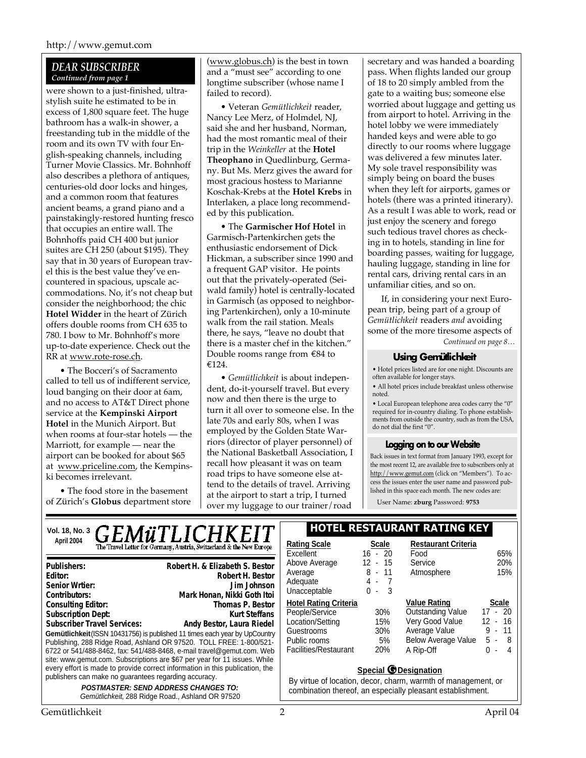## DEAR SUBSCRIBER

*Continued from page 1*

were shown to a just-finished, ultra-stylish suite he estimated to be in excess of 1,800 square feet. The huge bathroom has a walk-in shower, a freestanding tub in the middle of the room and its own TV with four English-speaking channels, including Turner Movie Classics. Mr. Bohnhoff also describes a plethora of antiques, centuries-old door locks and hinges, and a common room that features ancient beams, a grand piano and a painstakingly-restored hunting fresco that occupies an entire wall. The Bohnhoffs paid CH 400 but junior suites are CH 250 (about $195). They say that in 30 years of European travel this is the best value they've encountered in spacious, upscale accommodations. No, it's not cheap but consider the neighborhood; the chic **Hotel Widder** in the heart of Zürich offers double rooms from CH 635 to 780. I bow to Mr. Bohnhoff's more up-to-date experience. Check out the RR at www.rote-rose.ch.

• The Bocceri's of Sacramento called to tell us of indifferent service, loud banging on their door at 6am, and no access to AT&T Direct phone service at the **Kempinski Airport Hotel** in the Munich Airport. But when rooms at four-star hotels — the Marriott, for example — near the airport can be booked for about $65 at www.priceline.com, the Kempinski becomes irrelevant.

• The food store in the basement of Zürich's **Globus** department store (www.globus.ch) is the best in town and a "must see" according to one longtime subscriber (whose name I failed to record).

• Veteran *Gemütlichkeit* reader, Nancy Lee Merz, of Holmdel, NJ, said she and her husband, Norman, had the most romantic meal of their trip in the *Weinkeller* at the **Hotel Theophano** in Quedlinburg, Germany. But Ms. Merz gives the award for most gracious hostess to Marianne Koschak-Krebs at the **Hotel Krebs** in Interlaken, a place long recommended by this publication.

• The **Garmischer Hof Hotel** in Garmisch-Partenkirchen gets the enthusiastic endorsement of Dick Hickman, a subscriber since 1990 and a frequent GAP visitor. He points out that the privately-operated (Seiwald family) hotel is centrally-located in Garmisch (as opposed to neighboring Partenkirchen), only a 10-minute walk from the rail station. Meals there, he says, "leave no doubt that there is a master chef in the kitchen." Double rooms range from €84 to €124.

• *Gemütlichkeit* is about independent, do-it-yourself travel. But every now and then there is the urge to turn it all over to someone else. In the late 70s and early 80s, when I was employed by the Golden State Warriors (director of player personnel) of the National Basketball Association, I recall how pleasant it was on team road trips to have someone else attend to the details of travel. Arriving at the airport to start a trip, I turned over my luggage to our trainer/road secretary and was handed a boarding pass. When flights landed our group of 18 to 20 simply ambled from the gate to a waiting bus; someone else worried about luggage and getting us from airport to hotel. Arriving in the hotel lobby we were immediately handed keys and were able to go directly to our rooms where luggage was delivered a few minutes later. My sole travel responsibility was simply being on board the buses when they left for airports, games or hotels (there was a printed itinerary). As a result I was able to work, read or just enjoy the scenery and forego such tedious travel chores as checking in to hotels, standing in line for boarding passes, waiting for luggage, hauling luggage, standing in line for rental cars, driving rental cars in an unfamiliar cities, and so on.

If, in considering your next European trip, being part of a group of *Gemütlichkeit* readers *and* avoiding some of the more tiresome aspects of

*Continued on page 8…*

### Using Gemütlichkeit

- Hotel prices listed are for one night. Discounts are often available for longer stays.
- All hotel prices include breakfast unless otherwise noted.
- Local European telephone area codes carry the "0" required for in-country dialing. To phone establishments from outside the country, such as from the USA, do not dial the first "0".

### Logging on to our Website

Back issues in text format from January 1993, except for the most recent 12, are available free to subscribers only at http://www.gemut.com (click on "Members"). To access the issues enter the user name and password published in this space each month. The new codes are:

User Name: **zburg** Password: **9753**

---

**Vol. 18, No. 3**
**April 2004**

# GEMüTLICHKEIT

The Travel Letter for Germany, Austria, Switzerland & the New Europe

| | |
|---|---|
| **Publishers:** | **Robert H. & Elizabeth S. Bestor** |
| **Editor:** | **Robert H. Bestor** |
| **Senior Wrtier:** | **Jim Johnson** |
| **Contributors:** | **Mark Honan, Nikki Goth Itoi** |
| **Consulting Editor:** | **Thomas P. Bestor** |
| **Subscription Dept:** | **Kurt Steffans** |
| **Subscriber Travel Services:** | **Andy Bestor, Laura Riedel** |

**Gemütlichkeit** (ISSN 10431756) is published 11 times each year by UpCountry Publishing, 288 Ridge Road, Ashland OR 97520. TOLL FREE: 1-800/521-6722 or 541/488-8462, fax: 541/488-8468, e-mail travel@gemut.com. Web site: www.gemut.com. Subscriptions are $67 per year for 11 issues. While every effort is made to provide correct information in this publication, the publishers can make no guarantees regarding accuracy.

***POSTMASTER: SEND ADDRESS CHANGES TO:***
*Gemütlichkeit*, 288 Ridge Road., Ashland OR 97520

## HOTEL RESTAURANT RATING KEY

| Rating Scale | Scale |
|---|---|
| Excellent | 16 - 20 |
| Above Average | 12 - 15 |
| Average | 8 - 11 |
| Adequate | 4 - 7 |
| Unacceptable | 0 - 3 |

| Restaurant Criteria | |
|---|---|
| Food | 65% |
| Service | 20% |
| Atmosphere | 15% |

| Hotel Rating Criteria | |
|---|---|
| People/Service | 30% |
| Location/Setting | 15% |
| Guestrooms | 30% |
| Public rooms | 5% |
| Facilities/Restaurant | 20% |

| Value Rating | Scale |
|---|---|
| Outstanding Value | 17 - 20 |
| Very Good Value | 12 - 16 |
| Average Value | 9 - 11 |
| Below Average Value | 5 - 8 |
| A Rip-Off | 0 - 4 |

**Special G Designation**

By virtue of location, decor, charm, warmth of management, or combination thereof, an especially pleasant establishment.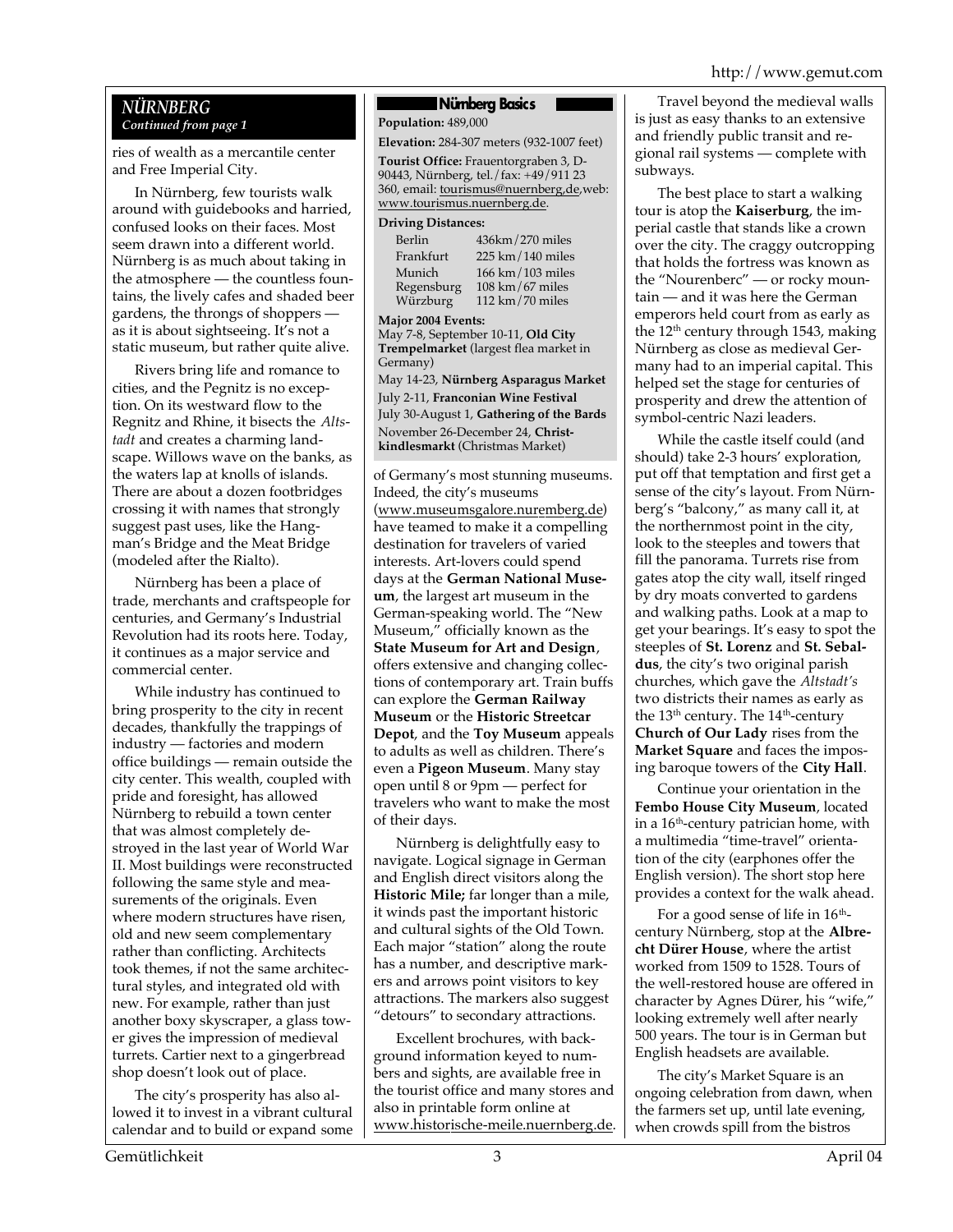## *NÜRNBERG*

*Continued from page 1*

ries of wealth as a mercantile center and Free Imperial City.

In Nürnberg, few tourists walk around with guidebooks and harried, confused looks on their faces. Most seem drawn into a different world. Nürnberg is as much about taking in the atmosphere — the countless fountains, the lively cafes and shaded beer gardens, the throngs of shoppers — as it is about sightseeing. It's not a static museum, but rather quite alive.

Rivers bring life and romance to cities, and the Pegnitz is no exception. On its westward flow to the Regnitz and Rhine, it bisects the *Altstadt* and creates a charming landscape. Willows wave on the banks, as the waters lap at knolls of islands. There are about a dozen footbridges crossing it with names that strongly suggest past uses, like the Hangman's Bridge and the Meat Bridge (modeled after the Rialto).

Nürnberg has been a place of trade, merchants and craftspeople for centuries, and Germany's Industrial Revolution had its roots here. Today, it continues as a major service and commercial center.

While industry has continued to bring prosperity to the city in recent decades, thankfully the trappings of industry — factories and modern office buildings — remain outside the city center. This wealth, coupled with pride and foresight, has allowed Nürnberg to rebuild a town center that was almost completely destroyed in the last year of World War II. Most buildings were reconstructed following the same style and measurements of the originals. Even where modern structures have risen, old and new seem complementary rather than conflicting. Architects took themes, if not the same architectural styles, and integrated old with new. For example, rather than just another boxy skyscraper, a glass tower gives the impression of medieval turrets. Cartier next to a gingerbread shop doesn't look out of place.

The city's prosperity has also allowed it to invest in a vibrant cultural calendar and to build or expand some of Germany's most stunning museums. Indeed, the city's museums (www.museumsgalore.nuremberg.de) have teamed to make it a compelling destination for travelers of varied interests. Art-lovers could spend days at the **German National Museum**, the largest art museum in the German-speaking world. The "New Museum," officially known as the **State Museum for Art and Design**, offers extensive and changing collections of contemporary art. Train buffs can explore the **German Railway Museum** or the **Historic Streetcar Depot**, and the **Toy Museum** appeals to adults as well as children. There's even a **Pigeon Museum**. Many stay open until 8 or 9pm — perfect for travelers who want to make the most of their days.

Nürnberg is delightfully easy to navigate. Logical signage in German and English direct visitors along the **Historic Mile;** far longer than a mile, it winds past the important historic and cultural sights of the Old Town. Each major "station" along the route has a number, and descriptive markers and arrows point visitors to key attractions. The markers also suggest "detours" to secondary attractions.

Excellent brochures, with background information keyed to numbers and sights, are available free in the tourist office and many stores and also in printable form online at www.historische-meile.nuernberg.de.

### Nürnberg Basics

**Population:** 489,000

**Elevation:** 284-307 meters (932-1007 feet)

**Tourist Office:** Frauentorgraben 3, D-90443, Nürnberg, tel./fax: +49/911 23 360, email: tourismus@nuernberg.de, web: www.tourismus.nuernberg.de.

**Driving Distances:**

| | |
|---|---|
| Berlin | 436km/270 miles |
| Frankfurt | 225 km/140 miles |
| Munich | 166 km/103 miles |
| Regensburg | 108 km/67 miles |
| Würzburg | 112 km/70 miles |

**Major 2004 Events:**

May 7-8, September 10-11, **Old City Trempelmarket** (largest flea market in Germany)

May 14-23, **Nürnberg Asparagus Market**

July 2-11, **Franconian Wine Festival**

July 30-August 1, **Gathering of the Bards**

November 26-December 24, **Christkindlesmarkt** (Christmas Market)

Travel beyond the medieval walls is just as easy thanks to an extensive and friendly public transit and regional rail systems — complete with subways.

The best place to start a walking tour is atop the **Kaiserburg**, the imperial castle that stands like a crown over the city. The craggy outcropping that holds the fortress was known as the "Nourenberc" — or rocky mountain — and it was here the German emperors held court from as early as the 12th century through 1543, making Nürnberg as close as medieval Germany had to an imperial capital. This helped set the stage for centuries of prosperity and drew the attention of symbol-centric Nazi leaders.

While the castle itself could (and should) take 2-3 hours' exploration, put off that temptation and first get a sense of the city's layout. From Nürnberg's "balcony," as many call it, at the northernmost point in the city, look to the steeples and towers that fill the panorama. Turrets rise from gates atop the city wall, itself ringed by dry moats converted to gardens and walking paths. Look at a map to get your bearings. It's easy to spot the steeples of **St. Lorenz** and **St. Sebaldus**, the city's two original parish churches, which gave the *Altstadt's* two districts their names as early as the 13th century. The 14th-century **Church of Our Lady** rises from the **Market Square** and faces the imposing baroque towers of the **City Hall**.

Continue your orientation in the **Fembo House City Museum**, located in a 16th-century patrician home, with a multimedia "time-travel" orientation of the city (earphones offer the English version). The short stop here provides a context for the walk ahead.

For a good sense of life in 16th-century Nürnberg, stop at the **Albrecht Dürer House**, where the artist worked from 1509 to 1528. Tours of the well-restored house are offered in character by Agnes Dürer, his "wife," looking extremely well after nearly 500 years. The tour is in German but English headsets are available.

The city's Market Square is an ongoing celebration from dawn, when the farmers set up, until late evening, when crowds spill from the bistros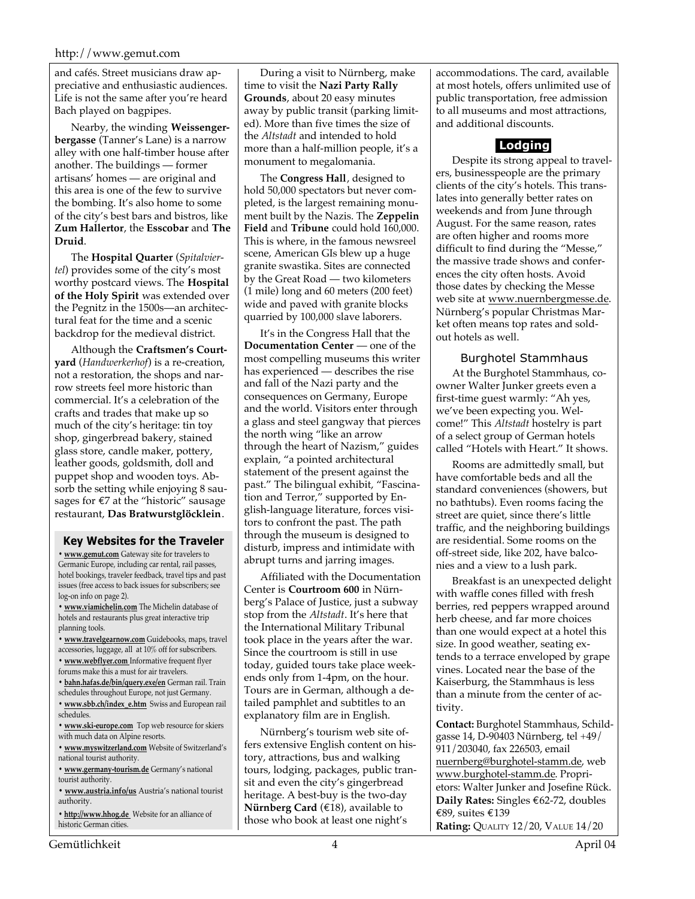and cafés. Street musicians draw appreciative and enthusiastic audiences. Life is not the same after you're heard Bach played on bagpipes.

Nearby, the winding **Weissengerbergasse** (Tanner's Lane) is a narrow alley with one half-timber house after another. The buildings — former artisans' homes — are original and this area is one of the few to survive the bombing. It's also home to some of the city's best bars and bistros, like **Zum Hallertor**, the **Esscobar** and **The Druid**.

The **Hospital Quarter** (*Spitalviertel*) provides some of the city's most worthy postcard views. The **Hospital of the Holy Spirit** was extended over the Pegnitz in the 1500s—an architectural feat for the time and a scenic backdrop for the medieval district.

Although the **Craftsmen's Courtyard** (*Handwerkerhof*) is a re-creation, not a restoration, the shops and narrow streets feel more historic than commercial. It's a celebration of the crafts and trades that make up so much of the city's heritage: tin toy shop, gingerbread bakery, stained glass store, candle maker, pottery, leather goods, goldsmith, doll and puppet shop and wooden toys. Absorb the setting while enjoying 8 sausages for €7 at the "historic" sausage restaurant, **Das Bratwurstglöcklein**.

### Key Websites for the Traveler

- **www.gemut.com** Gateway site for travelers to Germanic Europe, including car rental, rail passes, hotel bookings, traveler feedback, travel tips and past issues (free access to back issues for subscribers; see log-on info on page 2).
- **www.viamichelin.com** The Michelin database of hotels and restaurants plus great interactive trip planning tools.
- **www.travelgearnow.com** Guidebooks, maps, travel accessories, luggage, all at 10% off for subscribers.
- **www.webflyer.com** Informative frequent flyer forums make this a must for air travelers.
- **bahn.hafas.de/bin/query.exe/en** German rail. Train schedules throughout Europe, not just Germany.
- **www.sbb.ch/index_e.htm** Swiss and European rail schedules.
- **www.ski-europe.com** Top web resource for skiers with much data on Alpine resorts.
- **www.myswitzerland.com** Website of Switzerland's national tourist authority.
- **www.germany-tourism.de** Germany's national tourist authority.
- **www.austria.info/us** Austria's national tourist authority.
- **http://www.hhog.de** Website for an alliance of historic German cities.

During a visit to Nürnberg, make time to visit the **Nazi Party Rally Grounds**, about 20 easy minutes away by public transit (parking limited). More than five times the size of the *Altstadt* and intended to hold more than a half-million people, it's a monument to megalomania.

The **Congress Hall**, designed to hold 50,000 spectators but never completed, is the largest remaining monument built by the Nazis. The **Zeppelin Field** and **Tribune** could hold 160,000. This is where, in the famous newsreel scene, American GIs blew up a huge granite swastika. Sites are connected by the Great Road — two kilometers (1 mile) long and 60 meters (200 feet) wide and paved with granite blocks quarried by 100,000 slave laborers.

It's in the Congress Hall that the **Documentation Center** — one of the most compelling museums this writer has experienced — describes the rise and fall of the Nazi party and the consequences on Germany, Europe and the world. Visitors enter through a glass and steel gangway that pierces the north wing "like an arrow through the heart of Nazism," guides explain, "a pointed architectural statement of the present against the past." The bilingual exhibit, "Fascination and Terror," supported by English-language literature, forces visitors to confront the past. The path through the museum is designed to disturb, impress and intimidate with abrupt turns and jarring images.

Affiliated with the Documentation Center is **Courtroom 600** in Nürnberg's Palace of Justice, just a subway stop from the *Altstadt*. It's here that the International Military Tribunal took place in the years after the war. Since the courtroom is still in use today, guided tours take place weekends only from 1-4pm, on the hour. Tours are in German, although a detailed pamphlet and subtitles to an explanatory film are in English.

Nürnberg's tourism web site offers extensive English content on history, attractions, bus and walking tours, lodging, packages, public transit and even the city's gingerbread heritage. A best-buy is the two-day **Nürnberg Card** (€18), available to those who book at least one night's accommodations. The card, available at most hotels, offers unlimited use of public transportation, free admission to all museums and most attractions, and additional discounts.

## Lodging

Despite its strong appeal to travelers, businesspeople are the primary clients of the city's hotels. This translates into generally better rates on weekends and from June through August. For the same reason, rates are often higher and rooms more difficult to find during the "Messe," the massive trade shows and conferences the city often hosts. Avoid those dates by checking the Messe web site at www.nuernbergmesse.de. Nürnberg's popular Christmas Market often means top rates and sold-out hotels as well.

### Burghotel Stammhaus

At the Burghotel Stammhaus, co-owner Walter Junker greets even a first-time guest warmly: "Ah yes, we've been expecting you. Welcome!" This *Altstadt* hostelry is part of a select group of German hotels called "Hotels with Heart." It shows.

Rooms are admittedly small, but have comfortable beds and all the standard conveniences (showers, but no bathtubs). Even rooms facing the street are quiet, since there's little traffic, and the neighboring buildings are residential. Some rooms on the off-street side, like 202, have balconies and a view to a lush park.

Breakfast is an unexpected delight with waffle cones filled with fresh berries, red peppers wrapped around herb cheese, and far more choices than one would expect at a hotel this size. In good weather, seating extends to a terrace enveloped by grape vines. Located near the base of the Kaiserburg, the Stammhaus is less than a minute from the center of activity.

**Contact:** Burghotel Stammhaus, Schildgasse 14, D-90403 Nürnberg, tel +49/911/203040, fax 226503, email nuernberg@burghotel-stamm.de, web www.burghotel-stamm.de. Proprietors: Walter Junker and Josefine Rück.
**Daily Rates:** Singles €62-72, doubles €89, suites €139
**Rating:** Quality 12/20, Value 14/20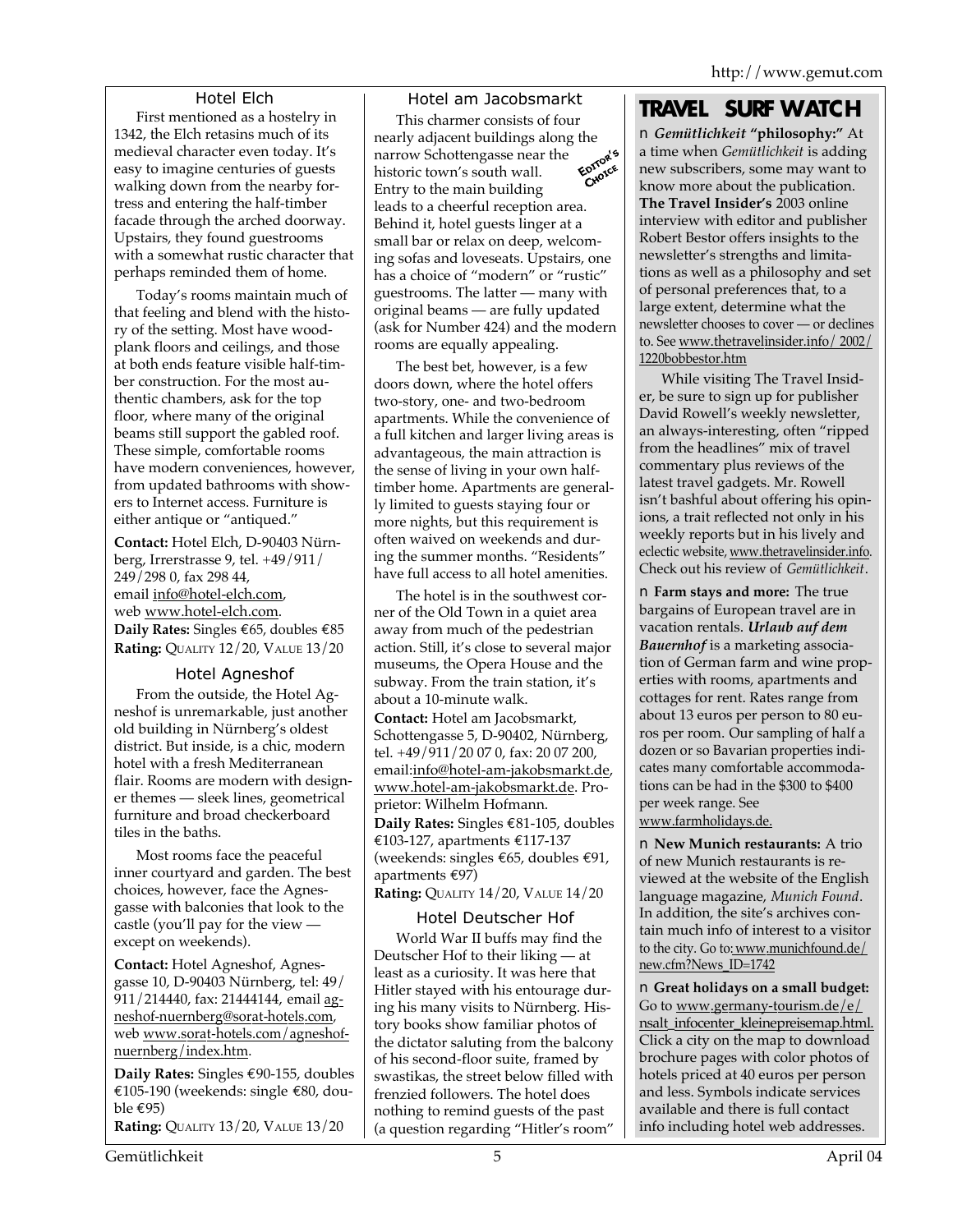### Hotel Elch

First mentioned as a hostelry in 1342, the Elch retasins much of its medieval character even today. It's easy to imagine centuries of guests walking down from the nearby fortress and entering the half-timber facade through the arched doorway. Upstairs, they found guestrooms with a somewhat rustic character that perhaps reminded them of home.

Today's rooms maintain much of that feeling and blend with the history of the setting. Most have wood-plank floors and ceilings, and those at both ends feature visible half-timber construction. For the most authentic chambers, ask for the top floor, where many of the original beams still support the gabled roof. These simple, comfortable rooms have modern conveniences, however, from updated bathrooms with showers to Internet access. Furniture is either antique or "antiqued."

**Contact:** Hotel Elch, D-90403 Nürnberg, Irrerstrasse 9, tel. +49/911/249/298 0, fax 298 44, email info@hotel-elch.com, web www.hotel-elch.com.
**Daily Rates:** Singles €65, doubles €85
**Rating:** QUALITY 12/20, VALUE 13/20

### Hotel Agneshof

From the outside, the Hotel Agneshof is unremarkable, just another old building in Nürnberg's oldest district. But inside, is a chic, modern hotel with a fresh Mediterranean flair. Rooms are modern with designer themes — sleek lines, geometrical furniture and broad checkerboard tiles in the baths.

Most rooms face the peaceful inner courtyard and garden. The best choices, however, face the Agnesgasse with balconies that look to the castle (you'll pay for the view — except on weekends).

**Contact:** Hotel Agneshof, Agnesgasse 10, D-90403 Nürnberg, tel: 49/911/214440, fax: 21444144, email agneshof-nuernberg@sorat-hotels.com, web www.sorat-hotels.com/agneshof-nuernberg/index.htm.

**Daily Rates:** Singles €90-155, doubles €105-190 (weekends: single €80, double €95)
**Rating:** QUALITY 13/20, VALUE 13/20

### Hotel am Jacobsmarkt

*EDITOR'S CHOICE*

This charmer consists of four nearly adjacent buildings along the narrow Schottengasse near the historic town's south wall. Entry to the main building leads to a cheerful reception area. Behind it, hotel guests linger at a small bar or relax on deep, welcoming sofas and loveseats. Upstairs, one has a choice of "modern" or "rustic" guestrooms. The latter — many with original beams — are fully updated (ask for Number 424) and the modern rooms are equally appealing.

The best bet, however, is a few doors down, where the hotel offers two-story, one- and two-bedroom apartments. While the convenience of a full kitchen and larger living areas is advantageous, the main attraction is the sense of living in your own half-timber home. Apartments are generally limited to guests staying four or more nights, but this requirement is often waived on weekends and during the summer months. "Residents" have full access to all hotel amenities.

The hotel is in the southwest corner of the Old Town in a quiet area away from much of the pedestrian action. Still, it's close to several major museums, the Opera House and the subway. From the train station, it's about a 10-minute walk.

**Contact:** Hotel am Jacobsmarkt, Schottengasse 5, D-90402, Nürnberg, tel. +49/911/20 07 0, fax: 20 07 200, email:info@hotel-am-jakobsmarkt.de, www.hotel-am-jakobsmarkt.de. Proprietor: Wilhelm Hofmann.
**Daily Rates:** Singles €81-105, doubles €103-127, apartments €117-137 (weekends: singles €65, doubles €91, apartments €97)
**Rating:** QUALITY 14/20, VALUE 14/20

### Hotel Deutscher Hof

World War II buffs may find the Deutscher Hof to their liking — at least as a curiosity. It was here that Hitler stayed with his entourage during his many visits to Nürnberg. History books show familiar photos of the dictator saluting from the balcony of his second-floor suite, framed by swastikas, the street below filled with frenzied followers. The hotel does nothing to remind guests of the past (a question regarding "Hitler's room"

## TRAVEL SURF WATCH

- ***Gemütlichkeit* "philosophy:"** At a time when *Gemütlichkeit* is adding new subscribers, some may want to know more about the publication. **The Travel Insider's** 2003 online interview with editor and publisher Robert Bestor offers insights to the newsletter's strengths and limitations as well as a philosophy and set of personal preferences that, to a large extent, determine what the newsletter chooses to cover — or declines to. See www.thetravelinsider.info/2002/1220bobbestor.htm

  While visiting The Travel Insider, be sure to sign up for publisher David Rowell's weekly newsletter, an always-interesting, often "ripped from the headlines" mix of travel commentary plus reviews of the latest travel gadgets. Mr. Rowell isn't bashful about offering his opinions, a trait reflected not only in his weekly reports but in his lively and eclectic website, www.thetravelinsider.info. Check out his review of *Gemütlichkeit*.

- **Farm stays and more:** The true bargains of European travel are in vacation rentals. ***Urlaub auf dem Bauernhof*** is a marketing association of German farm and wine properties with rooms, apartments and cottages for rent. Rates range from about 13 euros per person to 80 euros per room. Our sampling of half a dozen or so Bavarian properties indicates many comfortable accommodations can be had in the $300 to $400 per week range. See www.farmholidays.de.

- **New Munich restaurants:** A trio of new Munich restaurants is reviewed at the website of the English language magazine, *Munich Found*. In addition, the site's archives contain much info of interest to a visitor to the city. Go to: www.munichfound.de/new.cfm?News_ID=1742

- **Great holidays on a small budget:** Go to www.germany-tourism.de/e/nsalt_infocenter_kleinepreisemap.html. Click a city on the map to download brochure pages with color photos of hotels priced at 40 euros per person and less. Symbols indicate services available and there is full contact info including hotel web addresses.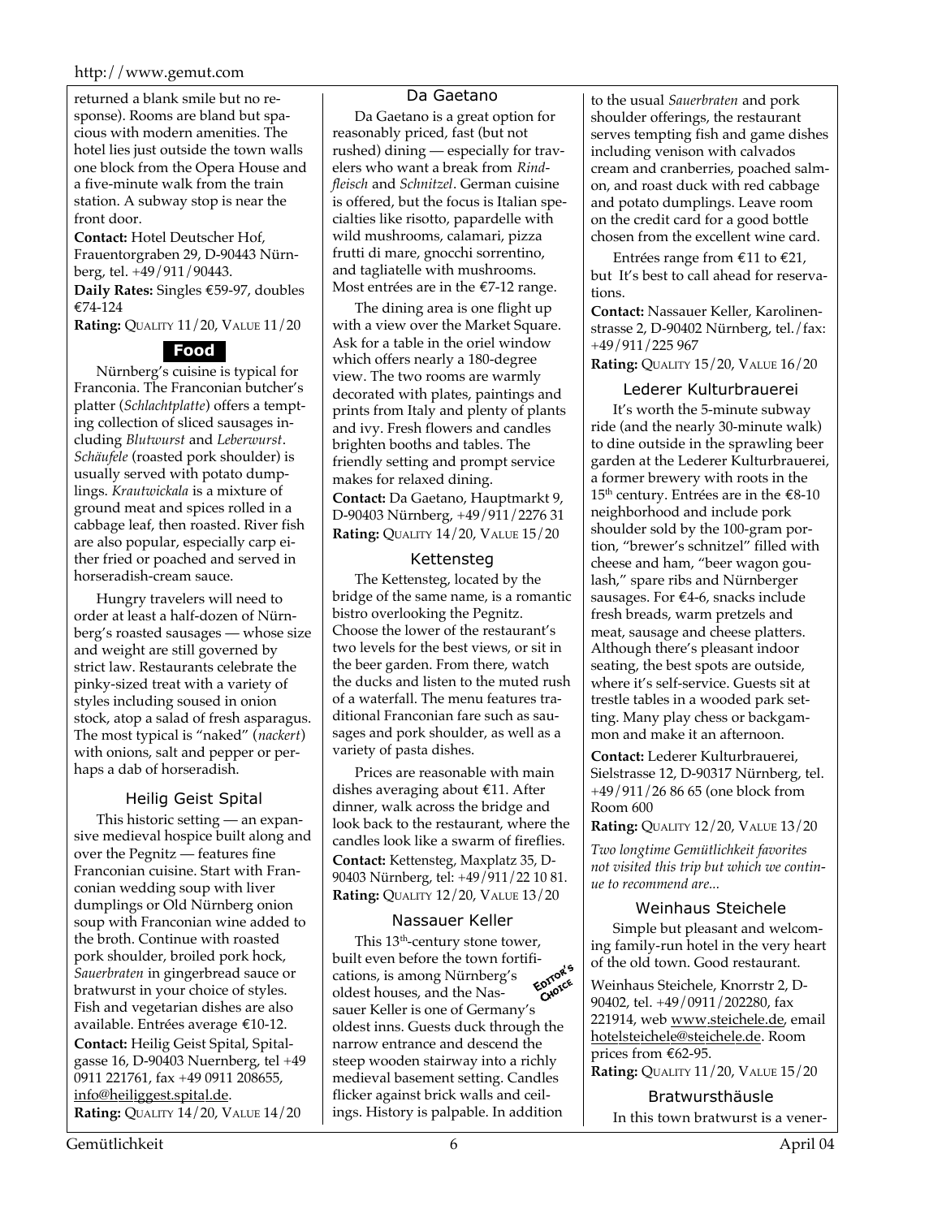returned a blank smile but no response). Rooms are bland but spacious with modern amenities. The hotel lies just outside the town walls one block from the Opera House and a five-minute walk from the train station. A subway stop is near the front door.

**Contact:** Hotel Deutscher Hof, Frauentorgraben 29, D-90443 Nürnberg, tel. +49/911/90443.

**Daily Rates:** Singles €59-97, doubles €74-124

**Rating:** QUALITY 11/20, VALUE 11/20

## Food

Nürnberg's cuisine is typical for Franconia. The Franconian butcher's platter (*Schlachtplatte*) offers a tempting collection of sliced sausages including *Blutwurst* and *Leberwurst*. *Schäufele* (roasted pork shoulder) is usually served with potato dumplings. *Krautwickala* is a mixture of ground meat and spices rolled in a cabbage leaf, then roasted. River fish are also popular, especially carp either fried or poached and served in horseradish-cream sauce.

Hungry travelers will need to order at least a half-dozen of Nürnberg's roasted sausages — whose size and weight are still governed by strict law. Restaurants celebrate the pinky-sized treat with a variety of styles including soused in onion stock, atop a salad of fresh asparagus. The most typical is "naked" (*nackert*) with onions, salt and pepper or perhaps a dab of horseradish.

### Heilig Geist Spital

This historic setting — an expansive medieval hospice built along and over the Pegnitz — features fine Franconian cuisine. Start with Franconian wedding soup with liver dumplings or Old Nürnberg onion soup with Franconian wine added to the broth. Continue with roasted pork shoulder, broiled pork hock, *Sauerbraten* in gingerbread sauce or bratwurst in your choice of styles. Fish and vegetarian dishes are also available. Entrées average €10-12.

**Contact:** Heilig Geist Spital, Spitalgasse 16, D-90403 Nuernberg, tel +49 0911 221761, fax +49 0911 208655, info@heiliggest.spital.de.

**Rating:** QUALITY 14/20, VALUE 14/20

### Da Gaetano

Da Gaetano is a great option for reasonably priced, fast (but not rushed) dining — especially for travelers who want a break from *Rindfleisch* and *Schnitzel*. German cuisine is offered, but the focus is Italian specialties like risotto, papardelle with wild mushrooms, calamari, pizza frutti di mare, gnocchi sorrentino, and tagliatelle with mushrooms. Most entrées are in the €7-12 range.

The dining area is one flight up with a view over the Market Square. Ask for a table in the oriel window which offers nearly a 180-degree view. The two rooms are warmly decorated with plates, paintings and prints from Italy and plenty of plants and ivy. Fresh flowers and candles brighten booths and tables. The friendly setting and prompt service makes for relaxed dining.

**Contact:** Da Gaetano, Hauptmarkt 9, D-90403 Nürnberg, +49/911/2276 31

**Rating:** QUALITY 14/20, VALUE 15/20

### Kettensteg

The Kettensteg, located by the bridge of the same name, is a romantic bistro overlooking the Pegnitz. Choose the lower of the restaurant's two levels for the best views, or sit in the beer garden. From there, watch the ducks and listen to the muted rush of a waterfall. The menu features traditional Franconian fare such as sausages and pork shoulder, as well as a variety of pasta dishes.

Prices are reasonable with main dishes averaging about €11. After dinner, walk across the bridge and look back to the restaurant, where the candles look like a swarm of fireflies.

**Contact:** Kettensteg, Maxplatz 35, D-90403 Nürnberg, tel: +49/911/22 10 81.

**Rating:** QUALITY 12/20, VALUE 13/20

### Nassauer Keller

EDITOR'S CHOICE

This 13th-century stone tower, built even before the town fortifications, is among Nürnberg's oldest houses, and the Nassauer Keller is one of Germany's oldest inns. Guests duck through the narrow entrance and descend the steep wooden stairway into a richly medieval basement setting. Candles flicker against brick walls and ceilings. History is palpable. In addition to the usual *Sauerbraten* and pork shoulder offerings, the restaurant serves tempting fish and game dishes including venison with calvados cream and cranberries, poached salmon, and roast duck with red cabbage and potato dumplings. Leave room on the credit card for a good bottle chosen from the excellent wine card.

Entrées range from €11 to €21, but It's best to call ahead for reservations.

**Contact:** Nassauer Keller, Karolinenstrasse 2, D-90402 Nürnberg, tel./fax: +49/911/225 967

**Rating:** QUALITY 15/20, VALUE 16/20

### Lederer Kulturbrauerei

It's worth the 5-minute subway ride (and the nearly 30-minute walk) to dine outside in the sprawling beer garden at the Lederer Kulturbrauerei, a former brewery with roots in the 15th century. Entrées are in the €8-10 neighborhood and include pork shoulder sold by the 100-gram portion, "brewer's schnitzel" filled with cheese and ham, "beer wagon goulash," spare ribs and Nürnberger sausages. For €4-6, snacks include fresh breads, warm pretzels and meat, sausage and cheese platters. Although there's pleasant indoor seating, the best spots are outside, where it's self-service. Guests sit at trestle tables in a wooded park setting. Many play chess or backgammon and make it an afternoon.

**Contact:** Lederer Kulturbrauerei, Sielstrasse 12, D-90317 Nürnberg, tel. +49/911/26 86 65 (one block from Room 600

**Rating:** QUALITY 12/20, VALUE 13/20

*Two longtime Gemütlichkeit favorites not visited this trip but which we continue to recommend are...*

### Weinhaus Steichele

Simple but pleasant and welcoming family-run hotel in the very heart of the old town. Good restaurant.

Weinhaus Steichele, Knorrstr 2, D-90402, tel. +49/0911/202280, fax 221914, web www.steichele.de, email hotelsteichele@steichele.de. Room prices from €62-95.

**Rating:** QUALITY 11/20, VALUE 15/20

### Bratwursthäusle

In this town bratwurst is a vener-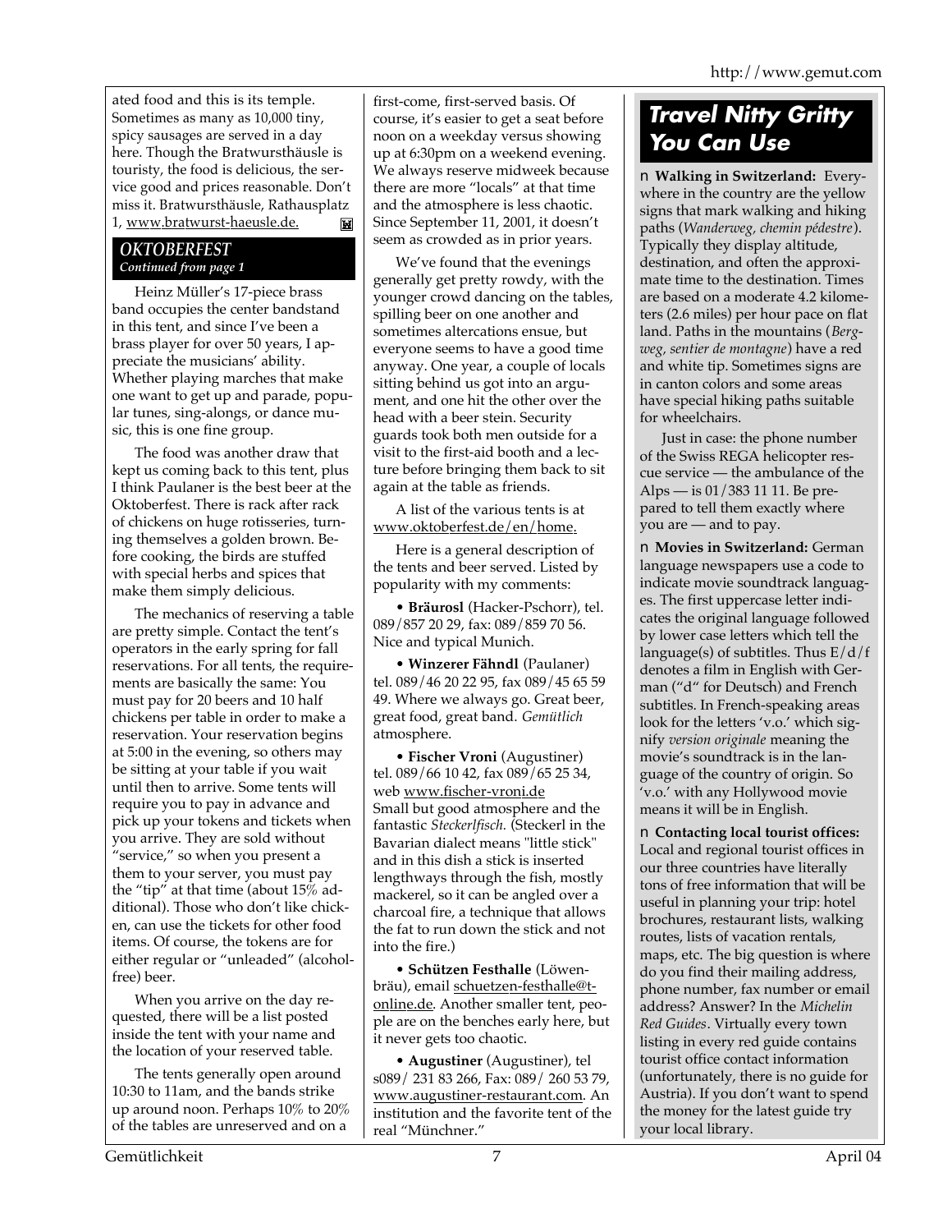ated food and this is its temple. Sometimes as many as 10,000 tiny, spicy sausages are served in a day here. Though the Bratwursthäusle is touristy, the food is delicious, the service good and prices reasonable. Don't miss it. Bratwursthäusle, Rathausplatz 1, www.bratwurst-haeusle.de.

### *OKTOBERFEST*
***Continued from page 1***

Heinz Müller's 17-piece brass band occupies the center bandstand in this tent, and since I've been a brass player for over 50 years, I appreciate the musicians' ability. Whether playing marches that make one want to get up and parade, popular tunes, sing-alongs, or dance music, this is one fine group.

The food was another draw that kept us coming back to this tent, plus I think Paulaner is the best beer at the Oktoberfest. There is rack after rack of chickens on huge rotisseries, turning themselves a golden brown. Before cooking, the birds are stuffed with special herbs and spices that make them simply delicious.

The mechanics of reserving a table are pretty simple. Contact the tent's operators in the early spring for fall reservations. For all tents, the requirements are basically the same: You must pay for 20 beers and 10 half chickens per table in order to make a reservation. Your reservation begins at 5:00 in the evening, so others may be sitting at your table if you wait until then to arrive. Some tents will require you to pay in advance and pick up your tokens and tickets when you arrive. They are sold without "service," so when you present a them to your server, you must pay the "tip" at that time (about 15% additional). Those who don't like chicken, can use the tickets for other food items. Of course, the tokens are for either regular or "unleaded" (alcohol-free) beer.

When you arrive on the day requested, there will be a list posted inside the tent with your name and the location of your reserved table.

The tents generally open around 10:30 to 11am, and the bands strike up around noon. Perhaps 10% to 20% of the tables are unreserved and on a first-come, first-served basis. Of course, it's easier to get a seat before noon on a weekday versus showing up at 6:30pm on a weekend evening. We always reserve midweek because there are more "locals" at that time and the atmosphere is less chaotic. Since September 11, 2001, it doesn't seem as crowded as in prior years.

We've found that the evenings generally get pretty rowdy, with the younger crowd dancing on the tables, spilling beer on one another and sometimes altercations ensue, but everyone seems to have a good time anyway. One year, a couple of locals sitting behind us got into an argument, and one hit the other over the head with a beer stein. Security guards took both men outside for a visit to the first-aid booth and a lecture before bringing them back to sit again at the table as friends.

A list of the various tents is at www.oktoberfest.de/en/home.

Here is a general description of the tents and beer served. Listed by popularity with my comments:

- **Bräurosl** (Hacker-Pschorr), tel. 089/857 20 29, fax: 089/859 70 56. Nice and typical Munich.
- **Winzerer Fähndl** (Paulaner) tel. 089/46 20 22 95, fax 089/45 65 59 49. Where we always go. Great beer, great food, great band. *Gemütlich* atmosphere.
- **Fischer Vroni** (Augustiner) tel. 089/66 10 42, fax 089/65 25 34, web www.fischer-vroni.de Small but good atmosphere and the fantastic *Steckerlfisch.* (Steckerl in the Bavarian dialect means "little stick" and in this dish a stick is inserted lengthways through the fish, mostly mackerel, so it can be angled over a charcoal fire, a technique that allows the fat to run down the stick and not into the fire.)
- **Schützen Festhalle** (Löwenbräu), email schuetzen-festhalle@t-online.de. Another smaller tent, people are on the benches early here, but it never gets too chaotic.
- **Augustiner** (Augustiner), tel s089/ 231 83 266, Fax: 089/ 260 53 79, www.augustiner-restaurant.com. An institution and the favorite tent of the real "Münchner."

## *Travel Nitty Gritty You Can Use*

**Walking in Switzerland:** Everywhere in the country are the yellow signs that mark walking and hiking paths (*Wanderweg, chemin pédestre*). Typically they display altitude, destination, and often the approximate time to the destination. Times are based on a moderate 4.2 kilometers (2.6 miles) per hour pace on flat land. Paths in the mountains (*Bergweg, sentier de montagne*) have a red and white tip. Sometimes signs are in canton colors and some areas have special hiking paths suitable for wheelchairs.

Just in case: the phone number of the Swiss REGA helicopter rescue service — the ambulance of the Alps — is 01/383 11 11. Be prepared to tell them exactly where you are — and to pay.

**Movies in Switzerland:** German language newspapers use a code to indicate movie soundtrack languages. The first uppercase letter indicates the original language followed by lower case letters which tell the language(s) of subtitles. Thus E/d/f denotes a film in English with German ("d" for Deutsch) and French subtitles. In French-speaking areas look for the letters 'v.o.' which signify *version originale* meaning the movie's soundtrack is in the language of the country of origin. So 'v.o.' with any Hollywood movie means it will be in English.

**Contacting local tourist offices:** Local and regional tourist offices in our three countries have literally tons of free information that will be useful in planning your trip: hotel brochures, restaurant lists, walking routes, lists of vacation rentals, maps, etc. The big question is where do you find their mailing address, phone number, fax number or email address? Answer? In the *Michelin Red Guides*. Virtually every town listing in every red guide contains tourist office contact information (unfortunately, there is no guide for Austria). If you don't want to spend the money for the latest guide try your local library.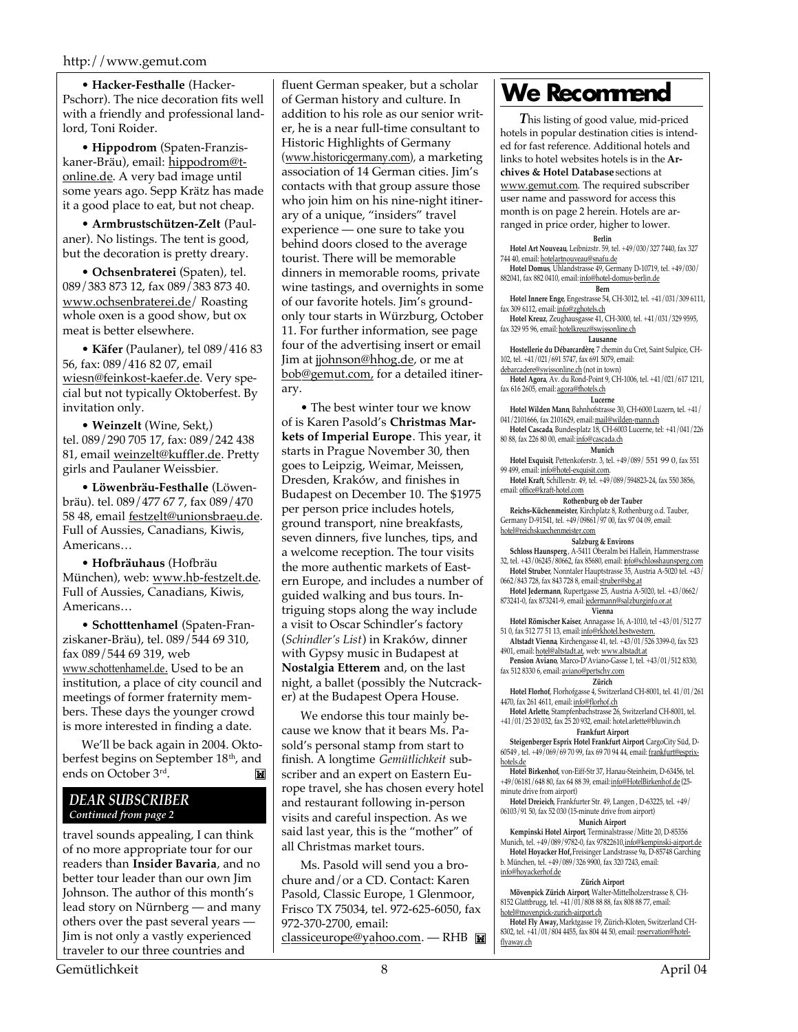• **Hacker-Festhalle** (Hacker-Pschorr). The nice decoration fits well with a friendly and professional landlord, Toni Roider.

• **Hippodrom** (Spaten-Franziskaner-Bräu), email: hippodrom@t-online.de. A very bad image until some years ago. Sepp Krätz has made it a good place to eat, but not cheap.

• **Armbrustschützen-Zelt** (Paulaner). No listings. The tent is good, but the decoration is pretty dreary.

• **Ochsenbraterei** (Spaten), tel. 089/383 873 12, fax 089/383 873 40. www.ochsenbraterei.de/ Roasting whole oxen is a good show, but ox meat is better elsewhere.

• **Käfer** (Paulaner), tel 089/416 83 56, fax: 089/416 82 07, email wiesn@feinkost-kaefer.de. Very special but not typically Oktoberfest. By invitation only.

• **Weinzelt** (Wine, Sekt,) tel. 089/290 705 17, fax: 089/242 438 81, email weinzelt@kuffler.de. Pretty girls and Paulaner Weissbier.

• **Löwenbräu-Festhalle** (Löwenbräu). tel. 089/477 67 7, fax 089/470 58 48, email festzelt@unionsbraeu.de. Full of Aussies, Canadians, Kiwis, Americans…

• **Hofbräuhaus** (Hofbräu München), web: www.hb-festzelt.de. Full of Aussies, Canadians, Kiwis, Americans…

• **Schotttenhamel** (Spaten-Franziskaner-Bräu), tel. 089/544 69 310, fax 089/544 69 319, web www.schottenhamel.de. Used to be an institution, a place of city council and meetings of former fraternity members. These days the younger crowd is more interested in finding a date.

We'll be back again in 2004. Oktoberfest begins on September 18th, and ends on October 3rd.

## DEAR SUBSCRIBER
*Continued from page 2*

travel sounds appealing, I can think of no more appropriate tour for our readers than **Insider Bavaria**, and no better tour leader than our own Jim Johnson. The author of this month's lead story on Nürnberg — and many others over the past several years — Jim is not only a vastly experienced traveler to our three countries and fluent German speaker, but a scholar of German history and culture. In addition to his role as our senior writer, he is a near full-time consultant to Historic Highlights of Germany (www.historicgermany.com), a marketing association of 14 German cities. Jim's contacts with that group assure those who join him on his nine-night itinerary of a unique, "insiders" travel experience — one sure to take you behind doors closed to the average tourist. There will be memorable dinners in memorable rooms, private wine tastings, and overnights in some of our favorite hotels. Jim's ground-only tour starts in Würzburg, October 11. For further information, see page four of the advertising insert or email Jim at jjohnson@hhog.de, or me at bob@gemut.com, for a detailed itinerary.

• The best winter tour we know of is Karen Pasold's **Christmas Markets of Imperial Europe**. This year, it starts in Prague November 30, then goes to Leipzig, Weimar, Meissen, Dresden, Kraków, and finishes in Budapest on December 10. The $1975 per person price includes hotels, ground transport, nine breakfasts, seven dinners, five lunches, tips, and a welcome reception. The tour visits the more authentic markets of Eastern Europe, and includes a number of guided walking and bus tours. Intriguing stops along the way include a visit to Oscar Schindler's factory (*Schindler's List*) in Kraków, dinner with Gypsy music in Budapest at **Nostalgia Etterem** and, on the last night, a ballet (possibly the Nutcracker) at the Budapest Opera House.

We endorse this tour mainly because we know that it bears Ms. Pasold's personal stamp from start to finish. A longtime *Gemütlichkeit* subscriber and an expert on Eastern Europe travel, she has chosen every hotel and restaurant following in-person visits and careful inspection. As we said last year, this is the "mother" of all Christmas market tours.

Ms. Pasold will send you a brochure and/or a CD. Contact: Karen Pasold, Classic Europe, 1 Glenmoor, Frisco TX 75034, tel. 972-625-6050, fax 972-370-2700, email: classiceurope@yahoo.com. — RHB

# We Recommend

*This listing of good value, mid-priced hotels in popular destination cities is intended for fast reference. Additional hotels and links to hotel websites hotels is in the* **Archives & Hotel Database** *sections at www.gemut.com. The required subscriber user name and password for access this month is on page 2 herein. Hotels are arranged in price order, higher to lower.*

**Berlin**

**Hotel Art Nouveau**, Leibnizstr. 59, tel. +49/030/327 7440, fax 327 744 40, email: hotelartnouveau@snafu.de

**Hotel Domus**, Uhlandstrasse 49, Germany D-10719, tel. +49/030/882041, fax 882 0410, email: info@hotel-domus-berlin.de

**Bern**

**Hotel Innere Enge**, Engestrasse 54, CH-3012, tel. +41/031/309 6111, fax 309 6112, email: info@zghotels.ch

**Hotel Kreuz**, Zeughausgasse 41, CH-3000, tel. +41/031/329 9595, fax 329 95 96, email: hotelkreuz@swissonline.ch

**Lausanne**

**Hostellerie du Débarcardère**, 7 chemin du Cret, Saint Sulpice, CH-102, tel. +41/021/691 5747, fax 691 5079, email: debarcadere@swissonline.ch (not in town)

**Hotel Agora**, Av. du Rond-Point 9, CH-1006, tel. +41/021/617 1211, fax 616 2605, email: agora@fhotels.ch

**Lucerne**

**Hotel Wilden Mann**, Bahnhofstrasse 30, CH-6000 Luzern, tel. +41/041/2101666, fax 2101629, email: mail@wilden-mann.ch

**Hotel Cascada**, Bundesplatz 18, CH-6003 Lucerne, tel: +41/041/226 80 88, fax 226 80 00, email: info@cascada.ch

**Munich**

**Hotel Exquisit**, Pettenkoferstr. 3, tel. +49/089/ 551 99 0, fax 551 99 499, email: info@hotel-exquisit.com.

**Hotel Kraft**, Schillerstr. 49, tel. +49/089/594823-24, fax 550 3856, email: office@kraft-hotel.com

**Rothenburg ob der Tauber**

**Reichs-Küchenmeister**, Kirchplatz 8, Rothenburg o.d. Tauber, Germany D-91541, tel. +49/09861/97 00, fax 97 04 09, email: hotel@reichskuechenmeister.com

**Salzburg & Environs**

**Schloss Haunsperg**, A-5411 Oberalm bei Hallein, Hammerstrasse 32, tel. +43/06245/80662, fax 85680, email: info@schlosshaunsperg.com

**Hotel Struber**, Nonntaler Hauptstrasse 35, Austria A-5020 tel. +43/0662/843 728, fax 843 728 8, email: struber@sbg.at

**Hotel Jedermann**, Rupertgasse 25, Austria A-5020, tel. +43/0662/873241-0, fax 873241-9, email: jedermann@salzburginfo.or.at

**Vienna**

**Hotel Römischer Kaiser**, Annagasse 16, A-1010, tel +43/01/512 77 51 0, fax 512 77 51 13, email: info@rkhotel.bestwestern.

**Altstadt Vienna**, Kirchengasse 41, tel. +43/01/526 3399-0, fax 523 4901, email: hotel@altstadt.at, web: www.altstadt.at

**Pension Aviano**, Marco-D'Aviano-Gasse 1, tel. +43/01/512 8330, fax 512 8330 6, email: aviano@pertschy.com

**Zürich**

**Hotel Florhof**, Florhofgasse 4, Switzerland CH-8001, tel. 41/01/261 4470, fax 261 4611, email: info@florhof.ch

**Hotel Arlette**, Stampfenbachstrasse 26, Switzerland CH-8001, tel. +41/01/25 20 032, fax 25 20 932, email: hotel.arlette@bluwin.ch

**Frankfurt Airport**

**Steigenberger Esprix Hotel Frankfurt Airport**, CargoCity Süd, D-60549 , tel. +49/069/69 70 99, fax 69 70 94 44, email: frankfurt@esprix-hotels.de

**Hotel Birkenhof**, von-Eiff-Str 37, Hanau-Steinheim, D-63456, tel. +49/06181/648 80, fax 64 88 39, email: info@HotelBirkenhof.de (25-minute drive from airport)

**Hotel Dreieich**, Frankfurter Str. 49, Langen , D-63225, tel. +49/06103/91 50, fax 52 030 (15-minute drive from airport)

**Munich Airport**

**Kempinski Hotel Airport**, Terminalstrasse/Mitte 20, D-85356 Munich, tel. +49/089/9782-0, fax 97822610, info@kempinski-airport.de

**Hotel Hoyacker Hof**, Freisinger Landstrasse 9a, D-85748 Garching b. München, tel. +49/089/326 9900, fax 320 7243, email: info@hoyackerhof.de

**Zürich Airport**

**Mövenpick Zürich Airport**, Walter-Mittelholzerstrasse 8, CH-8152 Glattbrugg, tel. +41/01/808 88 88, fax 808 88 77, email: hotel@movenpick-zurich-airport.ch

**Hotel Fly Away**, Marktgasse 19, Zürich-Kloten, Switzerland CH-8302, tel. +41/01/804 4455, fax 804 44 50, email: reservation@hotel-flyaway.ch